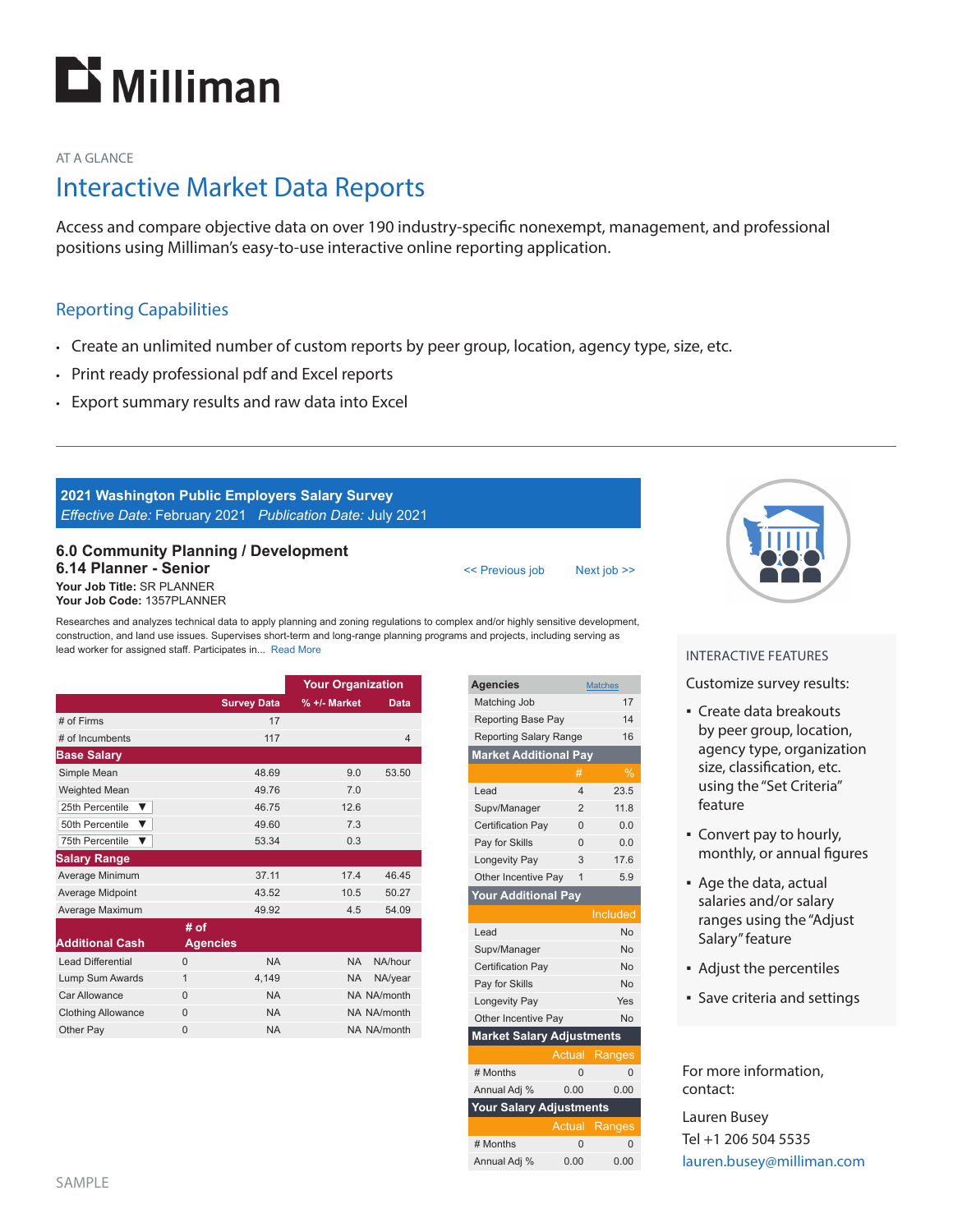# Milliman

AT A GLANCE

## Interactive Market Data Reports

Access and compare objective data on over 190 industry-specific nonexempt, management, and professional positions using Milliman's easy-to-use interactive online reporting application.

### Reporting Capabilities

- Create an unlimited number of custom reports by peer group, location, agency type, size, etc.
- Print ready professional pdf and Excel reports
- Export summary results and raw data into Excel

---

**2021 Washington Public Employers Salary Survey**
*Effective Date:* February 2021 *Publication Date:* July 2021

**6.0 Community Planning / Development**
**6.14 Planner - Senior**

<< Previous job     Next job >>

**Your Job Title:** SR PLANNER
**Your Job Code:** 1357PLANNER

Researches and analyzes technical data to apply planning and zoning regulations to complex and/or highly sensitive development, construction, and land use issues. Supervises short-term and long-range planning programs and projects, including serving as lead worker for assigned staff. Participates in... Read More

| | | Survey Data | Your Organization % +/- Market | Your Organization Data |
|---|---|---|---|---|
| # of Firms | | 17 | | |
| # of Incumbents | | 117 | | 4 |
| **Base Salary** | | | | |
| Simple Mean | | 48.69 | 9.0 | 53.50 |
| Weighted Mean | | 49.76 | 7.0 | |
| 25th Percentile ▼ | | 46.75 | 12.6 | |
| 50th Percentile ▼ | | 49.60 | 7.3 | |
| 75th Percentile ▼ | | 53.34 | 0.3 | |
| **Salary Range** | | | | |
| Average Minimum | | 37.11 | 17.4 | 46.45 |
| Average Midpoint | | 43.52 | 10.5 | 50.27 |
| Average Maximum | | 49.92 | 4.5 | 54.09 |
| **Additional Cash** | **# of Agencies** | | | |
| Lead Differential | 0 | NA | NA | NA/hour |
| Lump Sum Awards | 1 | 4,149 | NA | NA/year |
| Car Allowance | 0 | NA | NA | NA/month |
| Clothing Allowance | 0 | NA | NA | NA/month |
| Other Pay | 0 | NA | NA | NA/month |

| **Agencies** | Matches | |
|---|---|---|
| Matching Job | | 17 |
| Reporting Base Pay | | 14 |
| Reporting Salary Range | | 16 |
| **Market Additional Pay** | | |
| | # | % |
| Lead | 4 | 23.5 |
| Supv/Manager | 2 | 11.8 |
| Certification Pay | 0 | 0.0 |
| Pay for Skills | 0 | 0.0 |
| Longevity Pay | 3 | 17.6 |
| Other Incentive Pay | 1 | 5.9 |
| **Your Additional Pay** | | |
| | | Included |
| Lead | | No |
| Supv/Manager | | No |
| Certification Pay | | No |
| Pay for Skills | | No |
| Longevity Pay | | Yes |
| Other Incentive Pay | | No |
| **Market Salary Adjustments** | | |
| | Actual | Ranges |
| # Months | 0 | 0 |
| Annual Adj % | 0.00 | 0.00 |
| **Your Salary Adjustments** | | |
| | Actual | Ranges |
| # Months | 0 | 0 |
| Annual Adj % | 0.00 | 0.00 |

SAMPLE

INTERACTIVE FEATURES

Customize survey results:

- Create data breakouts by peer group, location, agency type, organization size, classification, etc. using the "Set Criteria" feature
- Convert pay to hourly, monthly, or annual figures
- Age the data, actual salaries and/or salary ranges using the "Adjust Salary" feature
- Adjust the percentiles
- Save criteria and settings

For more information, contact:

Lauren Busey
Tel +1 206 504 5535
lauren.busey@milliman.com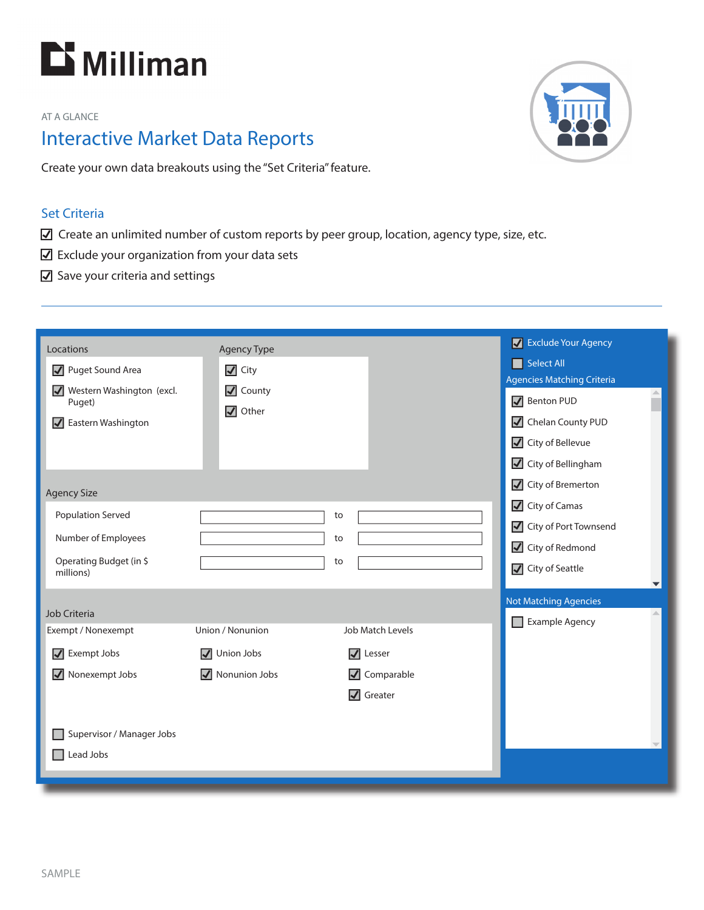Milliman

AT A GLANCE

# Interactive Market Data Reports

Create your own data breakouts using the "Set Criteria" feature.

## Set Criteria

- ☑ Create an unlimited number of custom reports by peer group, location, agency type, size, etc.
- ☑ Exclude your organization from your data sets
- ☑ Save your criteria and settings

Locations

- ☑ Puget Sound Area
- ☑ Western Washington (excl. Puget)
- ☑ Eastern Washington

Agency Type

- ☑ City
- ☑ County
- ☑ Other

Agency Size

Population Served ____ to ____

Number of Employees ____ to ____

Operating Budget (in $ millions) ____ to ____

Job Criteria

Exempt / Nonexempt

- ☑ Exempt Jobs
- ☑ Nonexempt Jobs

Union / Nonunion

- ☑ Union Jobs
- ☑ Nonunion Jobs

Job Match Levels

- ☑ Lesser
- ☑ Comparable
- ☑ Greater

- ☐ Supervisor / Manager Jobs
- ☐ Lead Jobs

- ☑ Exclude Your Agency
- ☐ Select All

Agencies Matching Criteria

- ☑ Benton PUD
- ☑ Chelan County PUD
- ☑ City of Bellevue
- ☑ City of Bellingham
- ☑ City of Bremerton
- ☑ City of Camas
- ☑ City of Port Townsend
- ☑ City of Redmond
- ☑ City of Seattle

Not Matching Agencies

- ☐ Example Agency

SAMPLE